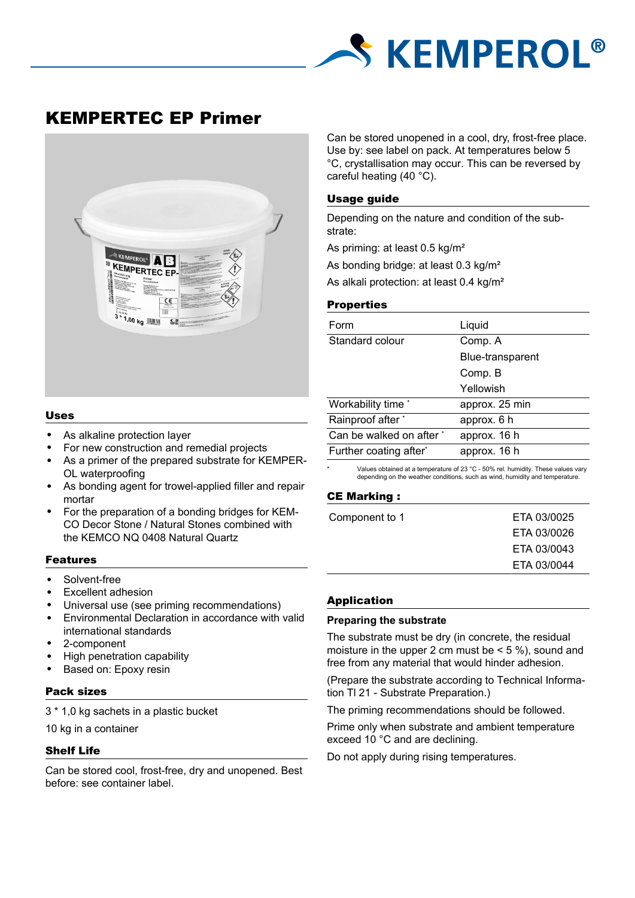# KEMPERTEC EP Primer

## Uses

- As alkaline protection layer
- For new construction and remedial projects
- As a primer of the prepared substrate for KEMPEROL waterproofing
- As bonding agent for trowel-applied filler and repair mortar
- For the preparation of a bonding bridges for KEMCO Decor Stone / Natural Stones combined with the KEMCO NQ 0408 Natural Quartz

## Features

- Solvent-free
- Excellent adhesion
- Universal use (see priming recommendations)
- Environmental Declaration in accordance with valid international standards
- 2-component
- High penetration capability
- Based on: Epoxy resin

## Pack sizes

3 * 1,0 kg sachets in a plastic bucket

10 kg in a container

## Shelf Life

Can be stored cool, frost-free, dry and unopened. Best before: see container label.

Can be stored unopened in a cool, dry, frost-free place. Use by: see label on pack. At temperatures below 5 °C, crystallisation may occur. This can be reversed by careful heating (40 °C).

## Usage guide

Depending on the nature and condition of the substrate:

As priming: at least 0.5 kg/m²

As bonding bridge: at least 0.3 kg/m²

As alkali protection: at least 0.4 kg/m²

## Properties

| | |
|---|---|
| Form | Liquid |
| Standard colour | Comp. A |
| | Blue-transparent |
| | Comp. B |
| | Yellowish |
| Workability time * | approx. 25 min |
| Rainproof after * | approx. 6 h |
| Can be walked on after * | approx. 16 h |
| Further coating after* | approx. 16 h |

* Values obtained at a temperature of 23 °C - 50% rel. humidity. These values vary depending on the weather conditions, such as wind, humidity and temperature.

## CE Marking :

| | |
|---|---|
| Component to 1 | ETA 03/0025 |
| | ETA 03/0026 |
| | ETA 03/0043 |
| | ETA 03/0044 |

## Application

### Preparing the substrate

The substrate must be dry (in concrete, the residual moisture in the upper 2 cm must be < 5 %), sound and free from any material that would hinder adhesion.

(Prepare the substrate according to Technical Information TI 21 - Substrate Preparation.)

The priming recommendations should be followed.

Prime only when substrate and ambient temperature exceed 10 °C and are declining.

Do not apply during rising temperatures.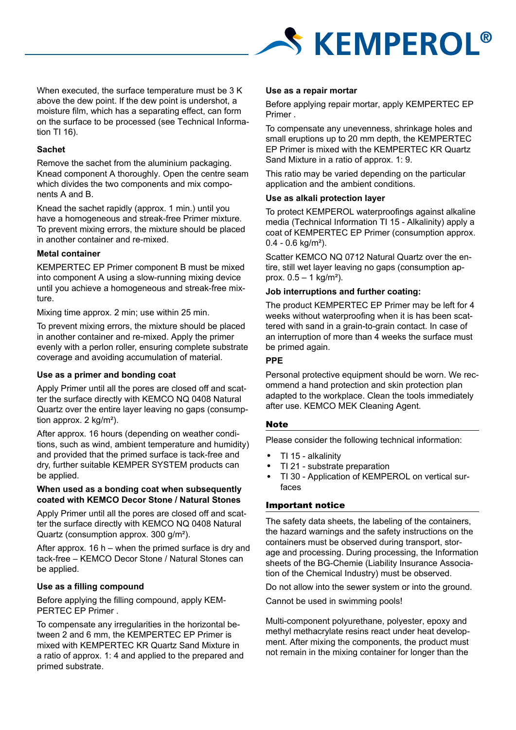When executed, the surface temperature must be 3 K above the dew point. If the dew point is undershot, a moisture film, which has a separating effect, can form on the surface to be processed (see Technical Information TI 16).

**Sachet**

Remove the sachet from the aluminium packaging. Knead component A thoroughly. Open the centre seam which divides the two components and mix components A and B.

Knead the sachet rapidly (approx. 1 min.) until you have a homogeneous and streak-free Primer mixture. To prevent mixing errors, the mixture should be placed in another container and re-mixed.

**Metal container**

KEMPERTEC EP Primer component B must be mixed into component A using a slow-running mixing device until you achieve a homogeneous and streak-free mixture.

Mixing time approx. 2 min; use within 25 min.

To prevent mixing errors, the mixture should be placed in another container and re-mixed. Apply the primer evenly with a perlon roller, ensuring complete substrate coverage and avoiding accumulation of material.

**Use as a primer and bonding coat**

Apply Primer until all the pores are closed off and scatter the surface directly with KEMCO NQ 0408 Natural Quartz over the entire layer leaving no gaps (consumption approx. 2 kg/m²).

After approx. 16 hours (depending on weather conditions, such as wind, ambient temperature and humidity) and provided that the primed surface is tack-free and dry, further suitable KEMPER SYSTEM products can be applied.

**When used as a bonding coat when subsequently coated with KEMCO Decor Stone / Natural Stones**

Apply Primer until all the pores are closed off and scatter the surface directly with KEMCO NQ 0408 Natural Quartz (consumption approx. 300 g/m²).

After approx. 16 h – when the primed surface is dry and tack-free – KEMCO Decor Stone / Natural Stones can be applied.

**Use as a filling compound**

Before applying the filling compound, apply KEMPERTEC EP Primer .

To compensate any irregularities in the horizontal between 2 and 6 mm, the KEMPERTEC EP Primer is mixed with KEMPERTEC KR Quartz Sand Mixture in a ratio of approx. 1: 4 and applied to the prepared and primed substrate.

**Use as a repair mortar**

Before applying repair mortar, apply KEMPERTEC EP Primer .

To compensate any unevenness, shrinkage holes and small eruptions up to 20 mm depth, the KEMPERTEC EP Primer is mixed with the KEMPERTEC KR Quartz Sand Mixture in a ratio of approx. 1: 9.

This ratio may be varied depending on the particular application and the ambient conditions.

**Use as alkali protection layer**

To protect KEMPEROL waterproofings against alkaline media (Technical Information TI 15 - Alkalinity) apply a coat of KEMPERTEC EP Primer (consumption approx. 0.4 - 0.6 kg/m²).

Scatter KEMCO NQ 0712 Natural Quartz over the entire, still wet layer leaving no gaps (consumption approx. 0.5 – 1 kg/m²).

**Job interruptions and further coating:**

The product KEMPERTEC EP Primer may be left for 4 weeks without waterproofing when it is has been scattered with sand in a grain-to-grain contact. In case of an interruption of more than 4 weeks the surface must be primed again.

**PPE**

Personal protective equipment should be worn. We recommend a hand protection and skin protection plan adapted to the workplace. Clean the tools immediately after use. KEMCO MEK Cleaning Agent.

## Note

Please consider the following technical information:

- TI 15 - alkalinity
- TI 21 - substrate preparation
- TI 30 - Application of KEMPEROL on vertical surfaces

## Important notice

The safety data sheets, the labeling of the containers, the hazard warnings and the safety instructions on the containers must be observed during transport, storage and processing. During processing, the Information sheets of the BG-Chemie (Liability Insurance Association of the Chemical Industry) must be observed.

Do not allow into the sewer system or into the ground.

Cannot be used in swimming pools!

Multi-component polyurethane, polyester, epoxy and methyl methacrylate resins react under heat development. After mixing the components, the product must not remain in the mixing container for longer than the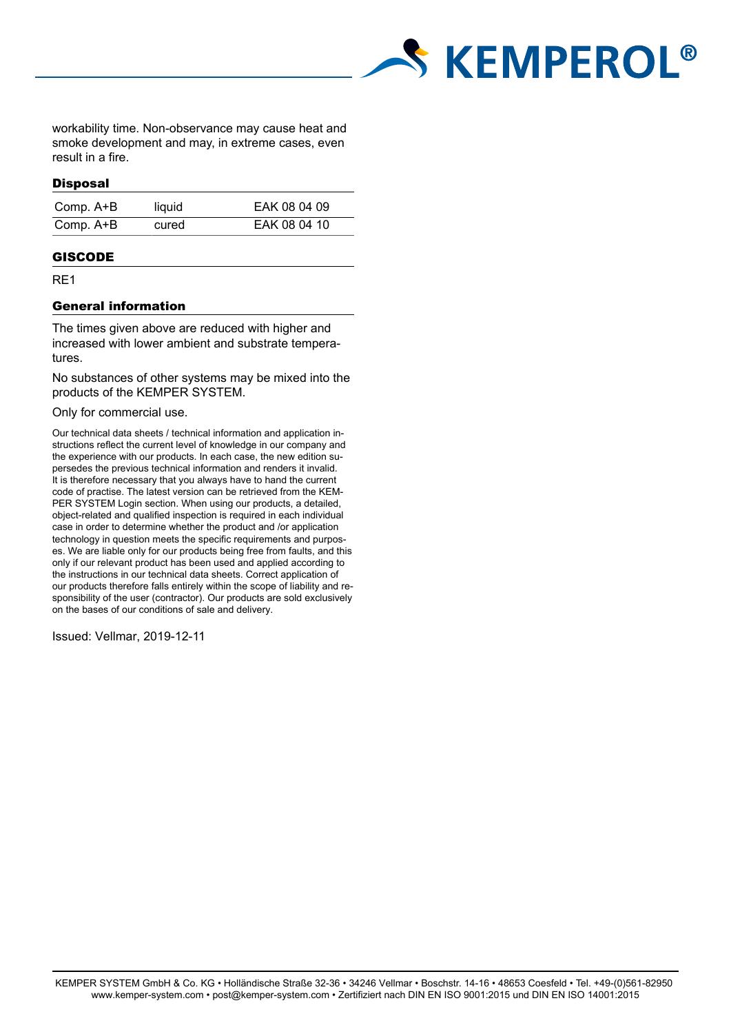workability time. Non-observance may cause heat and smoke development and may, in extreme cases, even result in a fire.

## Disposal

| | | |
|---|---|---|
| Comp. A+B | liquid | EAK 08 04 09 |
| Comp. A+B | cured | EAK 08 04 10 |

## GISCODE

RE1

## General information

The times given above are reduced with higher and increased with lower ambient and substrate temperatures.

No substances of other systems may be mixed into the products of the KEMPER SYSTEM.

Only for commercial use.

Our technical data sheets / technical information and application instructions reflect the current level of knowledge in our company and the experience with our products. In each case, the new edition supersedes the previous technical information and renders it invalid. It is therefore necessary that you always have to hand the current code of practise. The latest version can be retrieved from the KEMPER SYSTEM Login section. When using our products, a detailed, object-related and qualified inspection is required in each individual case in order to determine whether the product and /or application technology in question meets the specific requirements and purposes. We are liable only for our products being free from faults, and this only if our relevant product has been used and applied according to the instructions in our technical data sheets. Correct application of our products therefore falls entirely within the scope of liability and responsibility of the user (contractor). Our products are sold exclusively on the bases of our conditions of sale and delivery.

Issued: Vellmar, 2019-12-11